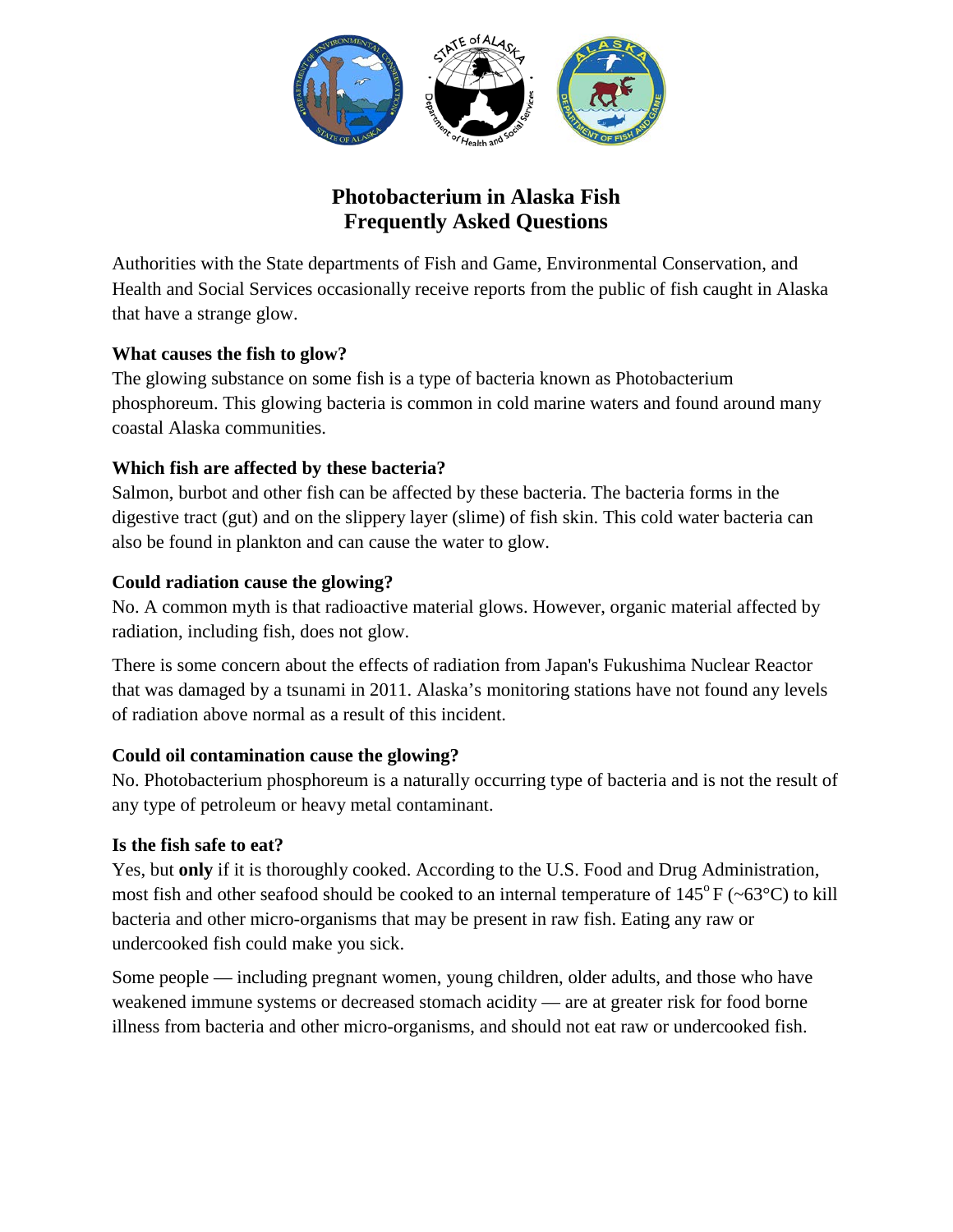# Photobacterium in Alaska Fish
# Frequently Asked Questions

Authorities with the State departments of Fish and Game, Environmental Conservation, and Health and Social Services occasionally receive reports from the public of fish caught in Alaska that have a strange glow.

### What causes the fish to glow?

The glowing substance on some fish is a type of bacteria known as Photobacterium phosphoreum. This glowing bacteria is common in cold marine waters and found around many coastal Alaska communities.

### Which fish are affected by these bacteria?

Salmon, burbot and other fish can be affected by these bacteria. The bacteria forms in the digestive tract (gut) and on the slippery layer (slime) of fish skin. This cold water bacteria can also be found in plankton and can cause the water to glow.

### Could radiation cause the glowing?

No. A common myth is that radioactive material glows. However, organic material affected by radiation, including fish, does not glow.

There is some concern about the effects of radiation from Japan's Fukushima Nuclear Reactor that was damaged by a tsunami in 2011. Alaska's monitoring stations have not found any levels of radiation above normal as a result of this incident.

### Could oil contamination cause the glowing?

No. Photobacterium phosphoreum is a naturally occurring type of bacteria and is not the result of any type of petroleum or heavy metal contaminant.

### Is the fish safe to eat?

Yes, but **only** if it is thoroughly cooked. According to the U.S. Food and Drug Administration, most fish and other seafood should be cooked to an internal temperature of 145°F (~63°C) to kill bacteria and other micro-organisms that may be present in raw fish. Eating any raw or undercooked fish could make you sick.

Some people — including pregnant women, young children, older adults, and those who have weakened immune systems or decreased stomach acidity — are at greater risk for food borne illness from bacteria and other micro-organisms, and should not eat raw or undercooked fish.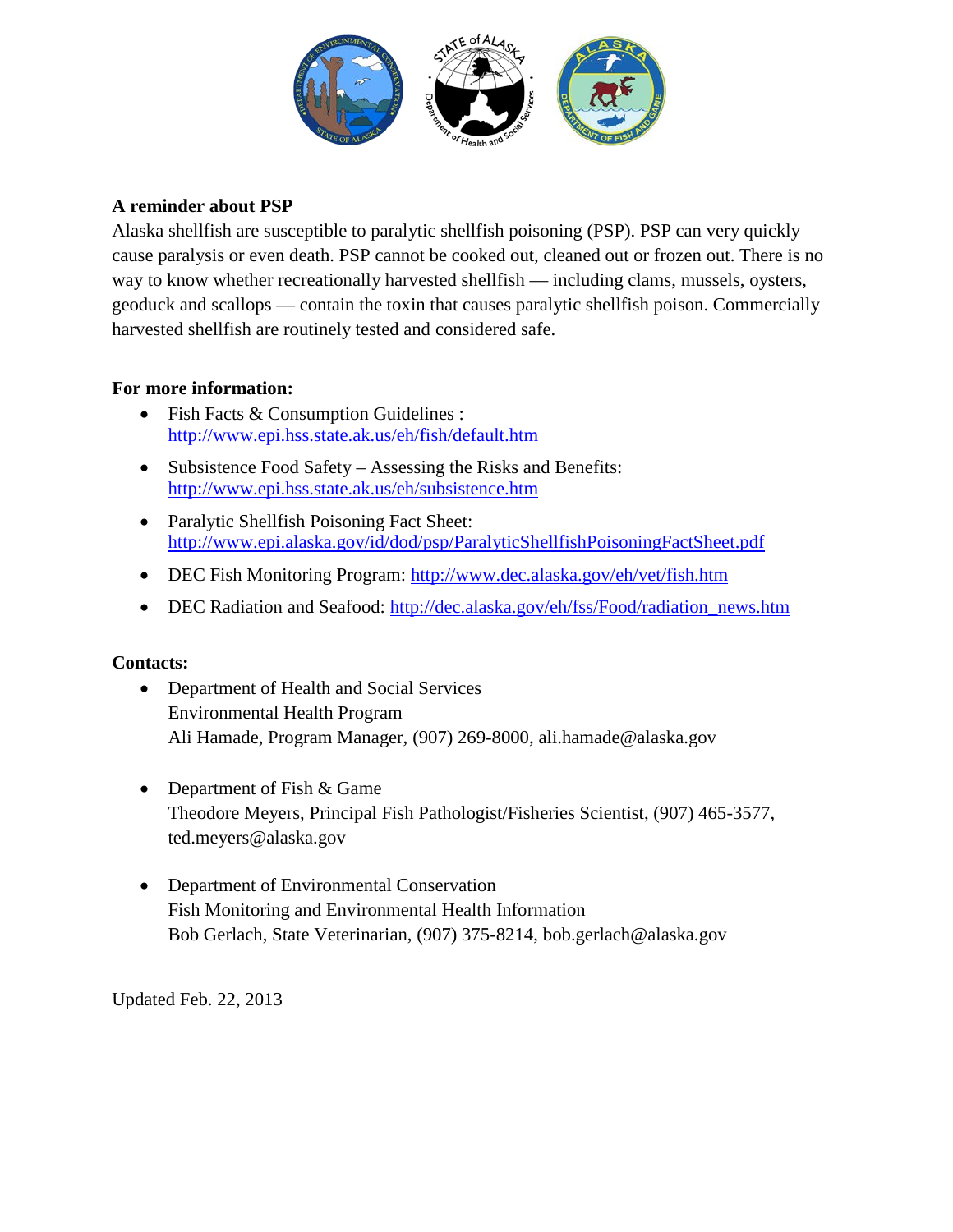**A reminder about PSP**

Alaska shellfish are susceptible to paralytic shellfish poisoning (PSP). PSP can very quickly cause paralysis or even death. PSP cannot be cooked out, cleaned out or frozen out. There is no way to know whether recreationally harvested shellfish — including clams, mussels, oysters, geoduck and scallops — contain the toxin that causes paralytic shellfish poison. Commercially harvested shellfish are routinely tested and considered safe.

**For more information:**

- Fish Facts & Consumption Guidelines : http://www.epi.hss.state.ak.us/eh/fish/default.htm
- Subsistence Food Safety – Assessing the Risks and Benefits: http://www.epi.hss.state.ak.us/eh/subsistence.htm
- Paralytic Shellfish Poisoning Fact Sheet: http://www.epi.alaska.gov/id/dod/psp/ParalyticShellfishPoisoningFactSheet.pdf
- DEC Fish Monitoring Program: http://www.dec.alaska.gov/eh/vet/fish.htm
- DEC Radiation and Seafood: http://dec.alaska.gov/eh/fss/Food/radiation_news.htm

**Contacts:**

- Department of Health and Social Services
  Environmental Health Program
  Ali Hamade, Program Manager, (907) 269-8000, ali.hamade@alaska.gov

- Department of Fish & Game
  Theodore Meyers, Principal Fish Pathologist/Fisheries Scientist, (907) 465-3577, ted.meyers@alaska.gov

- Department of Environmental Conservation
  Fish Monitoring and Environmental Health Information
  Bob Gerlach, State Veterinarian, (907) 375-8214, bob.gerlach@alaska.gov

Updated Feb. 22, 2013